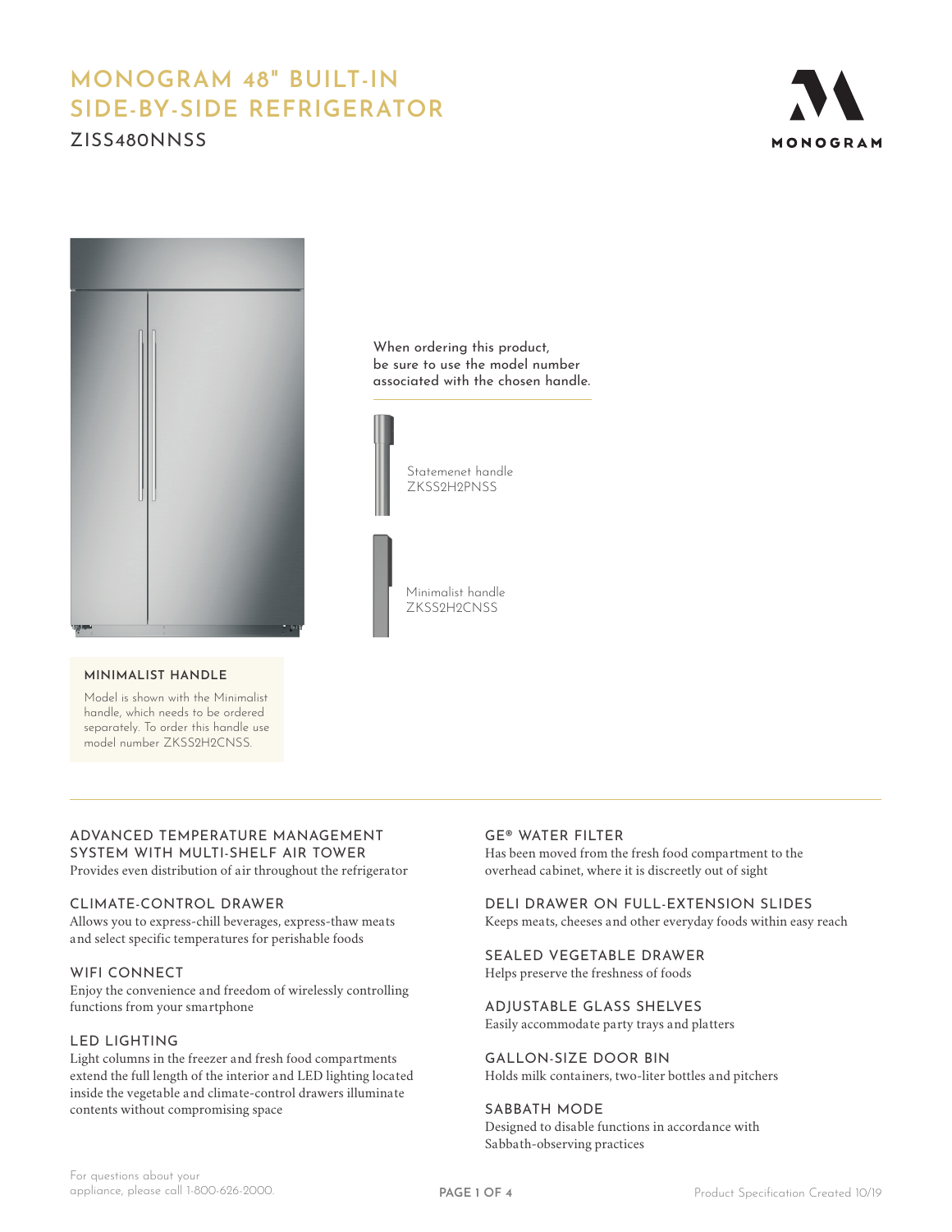# MONOGRAM 48" BUILT-IN SIDE-BY-SIDE REFRIGERATOR

## ZISS480NNSS

MONOGRAM

When ordering this product, be sure to use the model number associated with the chosen handle.

Statemenet handle
ZKSS2H2PNSS

Minimalist handle
ZKSS2H2CNSS

### MINIMALIST HANDLE

Model is shown with the Minimalist handle, which needs to be ordered separately. To order this handle use model number ZKSS2H2CNSS.

---

### ADVANCED TEMPERATURE MANAGEMENT SYSTEM WITH MULTI-SHELF AIR TOWER

Provides even distribution of air throughout the refrigerator

### CLIMATE-CONTROL DRAWER

Allows you to express-chill beverages, express-thaw meats and select specific temperatures for perishable foods

### WIFI CONNECT

Enjoy the convenience and freedom of wirelessly controlling functions from your smartphone

### LED LIGHTING

Light columns in the freezer and fresh food compartments extend the full length of the interior and LED lighting located inside the vegetable and climate-control drawers illuminate contents without compromising space

### GE® WATER FILTER

Has been moved from the fresh food compartment to the overhead cabinet, where it is discreetly out of sight

### DELI DRAWER ON FULL-EXTENSION SLIDES

Keeps meats, cheeses and other everyday foods within easy reach

### SEALED VEGETABLE DRAWER

Helps preserve the freshness of foods

### ADJUSTABLE GLASS SHELVES

Easily accommodate party trays and platters

### GALLON-SIZE DOOR BIN

Holds milk containers, two-liter bottles and pitchers

### SABBATH MODE

Designed to disable functions in accordance with Sabbath-observing practices

For questions about your appliance, please call 1-800-626-2000.

Product Specification Created 10/19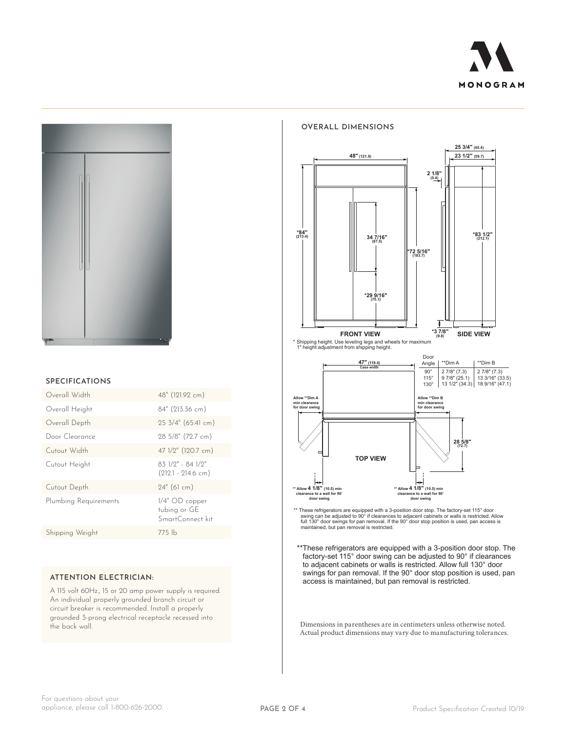## SPECIFICATIONS

| | |
|---|---|
| Overall Width | 48" (121.92 cm) |
| Overall Height | 84" (213.36 cm) |
| Overall Depth | 25 3/4" (65.41 cm) |
| Door Clearance | 28 5/8" (72.7 cm) |
| Cutout Width | 47 1/2" (120.7 cm) |
| Cutout Height | 83 1/2" - 84 1/2" (212.1 - 214.6 cm) |
| Cutout Depth | 24" (61 cm) |
| Plumbing Requirements | 1/4" OD copper tubing or GE SmartConnect kit |
| Shipping Weight | 775 lb |

### ATTENTION ELECTRICIAN:

A 115 volt 60Hz., 15 or 20 amp power supply is required. An individual properly grounded branch circuit or circuit breaker is recommended. Install a properly grounded 3-prong electrical receptacle recessed into the back wall.

## OVERALL DIMENSIONS

FRONT VIEW: 48" (121.9); *84" (213.4); 34 7/16" (87.5); *72 5/16" (183.7); *29 9/16" (75.1)

SIDE VIEW: 25 3/4" (65.4); 23 1/2" (59.7); 2 1/8" (5.4); *83 1/2" (212.1); *3 7/8" (9.8)

\* Shipping height. Use leveling legs and wheels for maximum 1" height adjustment from shipping height.

TOP VIEW: 47" (119.4) Case width; 28 5/8" (72.7)

Allow **Dim A min clearance for door swing

Allow **Dim B min clearance for door swing

** Allow 4 1/8" (10.5) min clearance to a wall for 90° door swing

| Door Angle | **Dim A | **Dim B |
|---|---|---|
| 90° | 2 7/8" (7.3) | 2 7/8" (7.3) |
| 115° | 9 7/8" (25.1) | 13 3/16" (33.5) |
| 130° | 13 1/2" (34.3) | 18 9/16" (47.1) |

** These refrigerators are equipped with a 3-position door stop. The factory-set 115° door swing can be adjusted to 90° if clearances to adjacent cabinets or walls is restricted. Allow full 130° door swings for pan removal. If the 90° door stop position is used, pan access is maintained, but pan removal is restricted.

**These refrigerators are equipped with a 3-position door stop. The factory-set 115° door swing can be adjusted to 90° if clearances to adjacent cabinets or walls is restricted. Allow full 130° door swings for pan removal. If the 90° door stop position is used, pan access is maintained, but pan removal is restricted.

Dimensions in parentheses are in centimeters unless otherwise noted. Actual product dimensions may vary due to manufacturing tolerances.

For questions about your appliance, please call 1-800-626-2000.

Product Specification Created 10/19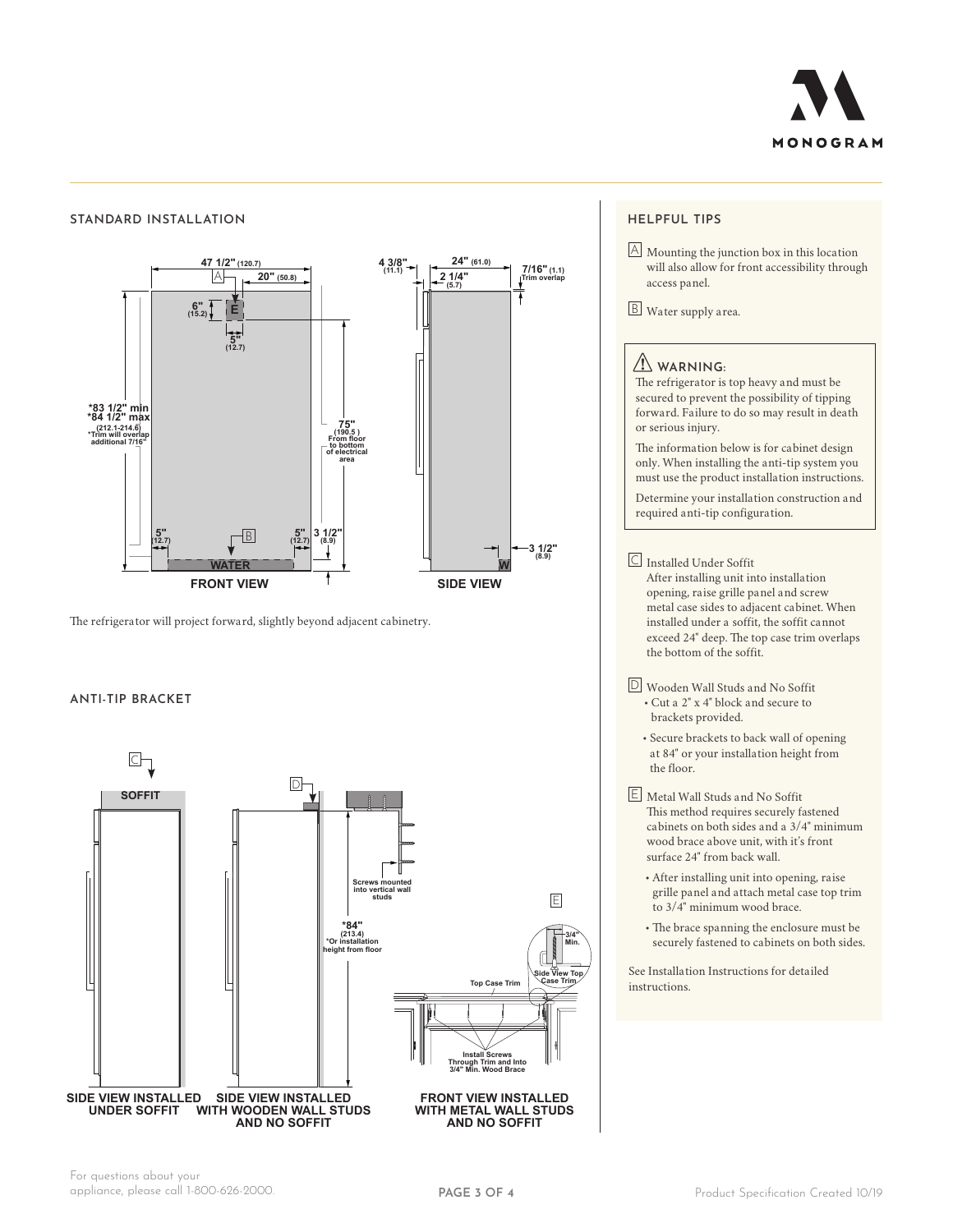## STANDARD INSTALLATION

FRONT VIEW

47 1/2" (120.7)
A
20" (50.8)
6" (15.2)
E
5" (12.7)
*83 1/2" min
*84 1/2" max
(212.1-214.6)
*Trim will overlap additional 7/16"
75" (190.5) From floor to bottom of electrical area
5" (12.7)
B
5" (12.7)
3 1/2" (8.9)
WATER

SIDE VIEW

4 3/8" (11.1)
24" (61.0)
2 1/4" (5.7)
7/16" (1.1) Trim overlap
3 1/2" (8.9)
W

The refrigerator will project forward, slightly beyond adjacent cabinetry.

## ANTI-TIP BRACKET

C
SOFFIT
D
Screws mounted into vertical wall studs
*84" (213.4)
*Or installation height from floor
E
3/4" Min.
Side View Top Case Trim
Top Case Trim
Install Screws Through Trim and Into 3/4" Min. Wood Brace

SIDE VIEW INSTALLED UNDER SOFFIT

SIDE VIEW INSTALLED WITH WOODEN WALL STUDS AND NO SOFFIT

FRONT VIEW INSTALLED WITH METAL WALL STUDS AND NO SOFFIT

## HELPFUL TIPS

A Mounting the junction box in this location will also allow for front accessibility through access panel.

B Water supply area.

### ⚠ WARNING:

The refrigerator is top heavy and must be secured to prevent the possibility of tipping forward. Failure to do so may result in death or serious injury.

The information below is for cabinet design only. When installing the anti-tip system you must use the product installation instructions.

Determine your installation construction and required anti-tip configuration.

C Installed Under Soffit
After installing unit into installation opening, raise grille panel and screw metal case sides to adjacent cabinet. When installed under a soffit, the soffit cannot exceed 24" deep. The top case trim overlaps the bottom of the soffit.

D Wooden Wall Studs and No Soffit
- Cut a 2" x 4" block and secure to brackets provided.
- Secure brackets to back wall of opening at 84" or your installation height from the floor.

E Metal Wall Studs and No Soffit
This method requires securely fastened cabinets on both sides and a 3/4" minimum wood brace above unit, with it's front surface 24" from back wall.
- After installing unit into opening, raise grille panel and attach metal case top trim to 3/4" minimum wood brace.
- The brace spanning the enclosure must be securely fastened to cabinets on both sides.

See Installation Instructions for detailed instructions.

For questions about your appliance, please call 1-800-626-2000.

Product Specification Created 10/19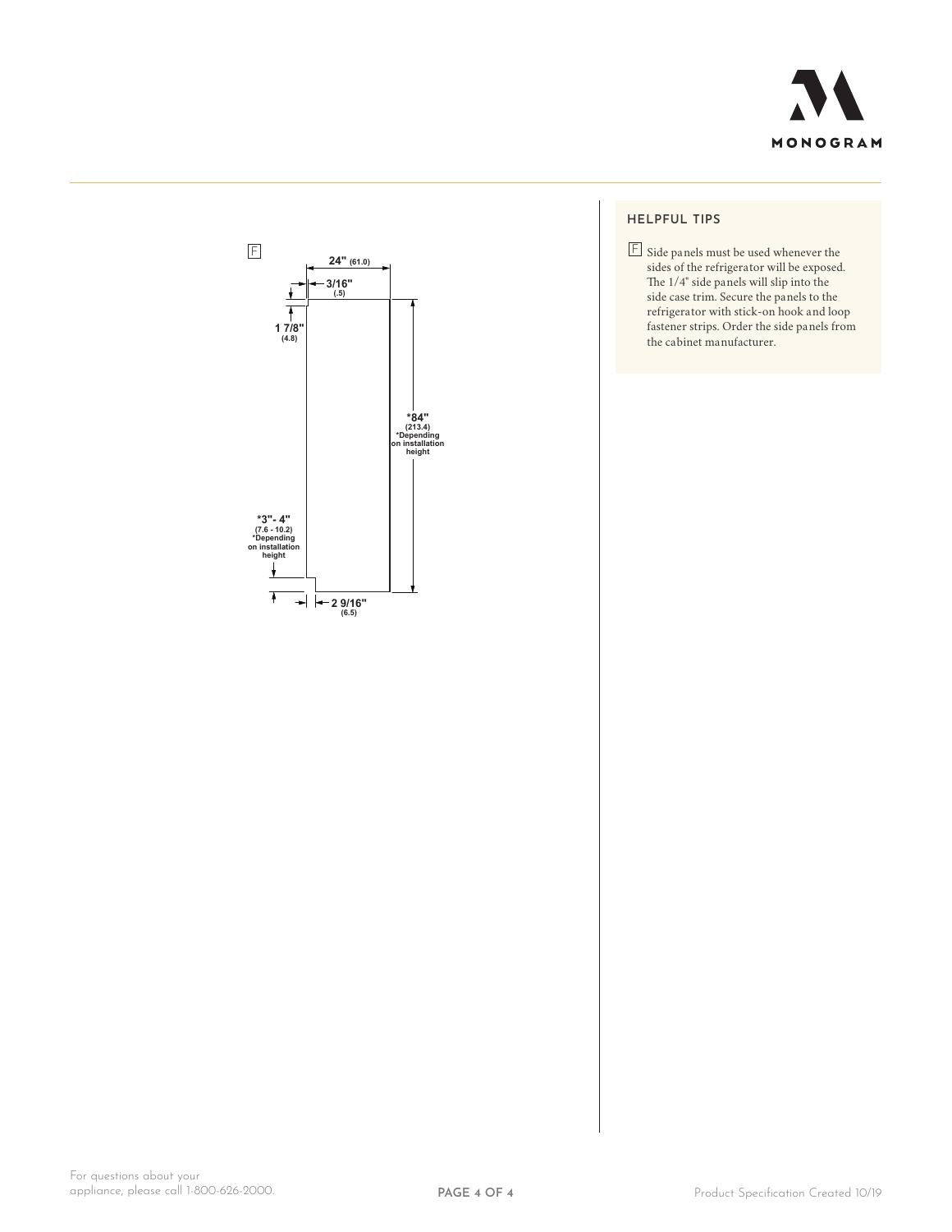F

24" (61.0)

3/16" (.5)

1 7/8" (4.8)

*84" (213.4) *Depending on installation height

*3"- 4" (7.6 - 10.2) *Depending on installation height

2 9/16" (6.5)

## HELPFUL TIPS

F Side panels must be used whenever the sides of the refrigerator will be exposed. The 1/4" side panels will slip into the side case trim. Secure the panels to the refrigerator with stick-on hook and loop fastener strips. Order the side panels from the cabinet manufacturer.

For questions about your appliance, please call 1-800-626-2000.

Product Specification Created 10/19